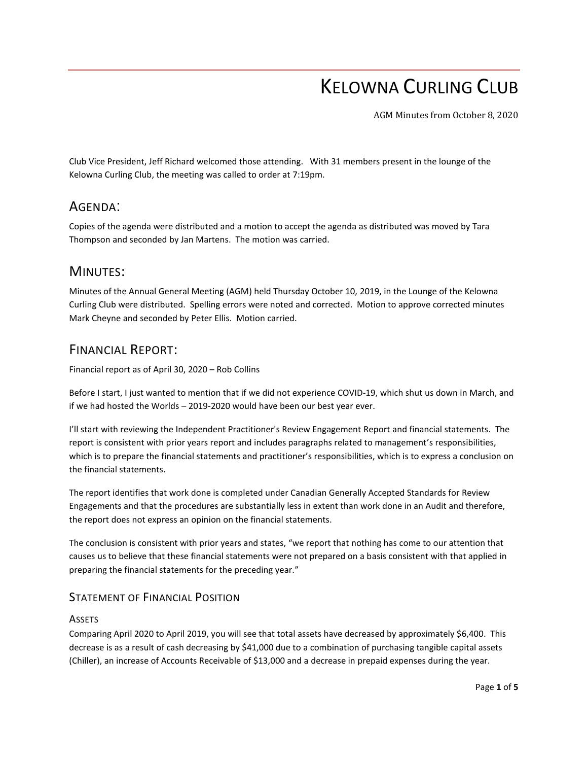# KELOWNA CURLING CLUB

AGM Minutes from October 8, 2020

Club Vice President, Jeff Richard welcomed those attending. With 31 members present in the lounge of the Kelowna Curling Club, the meeting was called to order at 7:19pm.

## AGENDA:

Copies of the agenda were distributed and a motion to accept the agenda as distributed was moved by Tara Thompson and seconded by Jan Martens. The motion was carried.

## MINUTES:

Minutes of the Annual General Meeting (AGM) held Thursday October 10, 2019, in the Lounge of the Kelowna Curling Club were distributed. Spelling errors were noted and corrected. Motion to approve corrected minutes Mark Cheyne and seconded by Peter Ellis. Motion carried.

## FINANCIAL REPORT:

Financial report as of April 30, 2020 – Rob Collins

Before I start, I just wanted to mention that if we did not experience COVID-19, which shut us down in March, and if we had hosted the Worlds – 2019-2020 would have been our best year ever.

I'll start with reviewing the Independent Practitioner's Review Engagement Report and financial statements. The report is consistent with prior years report and includes paragraphs related to management's responsibilities, which is to prepare the financial statements and practitioner's responsibilities, which is to express a conclusion on the financial statements.

The report identifies that work done is completed under Canadian Generally Accepted Standards for Review Engagements and that the procedures are substantially less in extent than work done in an Audit and therefore, the report does not express an opinion on the financial statements.

The conclusion is consistent with prior years and states, "we report that nothing has come to our attention that causes us to believe that these financial statements were not prepared on a basis consistent with that applied in preparing the financial statements for the preceding year."

### STATEMENT OF FINANCIAL POSITION

#### ASSETS

Comparing April 2020 to April 2019, you will see that total assets have decreased by approximately $6,400. This decrease is as a result of cash decreasing by $41,000 due to a combination of purchasing tangible capital assets (Chiller), an increase of Accounts Receivable of $13,000 and a decrease in prepaid expenses during the year.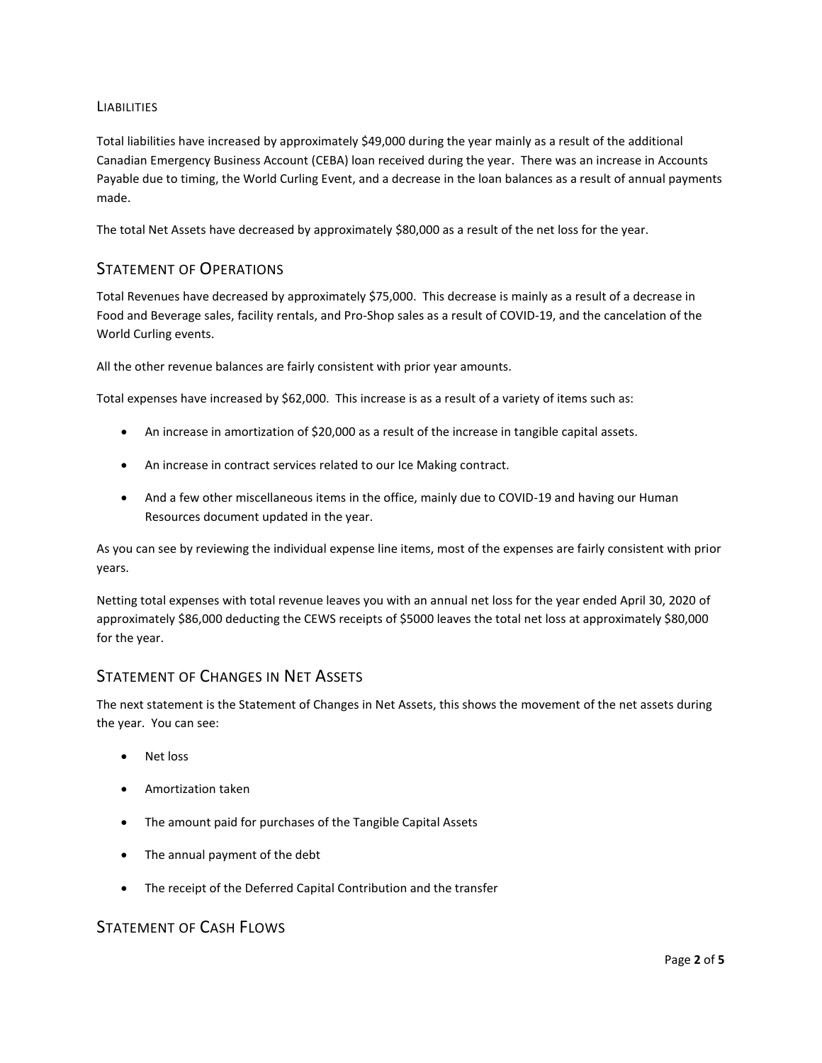### Liabilities

Total liabilities have increased by approximately $49,000 during the year mainly as a result of the additional Canadian Emergency Business Account (CEBA) loan received during the year. There was an increase in Accounts Payable due to timing, the World Curling Event, and a decrease in the loan balances as a result of annual payments made.

The total Net Assets have decreased by approximately $80,000 as a result of the net loss for the year.

## Statement of Operations

Total Revenues have decreased by approximately $75,000. This decrease is mainly as a result of a decrease in Food and Beverage sales, facility rentals, and Pro-Shop sales as a result of COVID-19, and the cancelation of the World Curling events.

All the other revenue balances are fairly consistent with prior year amounts.

Total expenses have increased by $62,000. This increase is as a result of a variety of items such as:

- An increase in amortization of $20,000 as a result of the increase in tangible capital assets.
- An increase in contract services related to our Ice Making contract.
- And a few other miscellaneous items in the office, mainly due to COVID-19 and having our Human Resources document updated in the year.

As you can see by reviewing the individual expense line items, most of the expenses are fairly consistent with prior years.

Netting total expenses with total revenue leaves you with an annual net loss for the year ended April 30, 2020 of approximately $86,000 deducting the CEWS receipts of $5000 leaves the total net loss at approximately $80,000 for the year.

## Statement of Changes in Net Assets

The next statement is the Statement of Changes in Net Assets, this shows the movement of the net assets during the year. You can see:

- Net loss
- Amortization taken
- The amount paid for purchases of the Tangible Capital Assets
- The annual payment of the debt
- The receipt of the Deferred Capital Contribution and the transfer

## Statement of Cash Flows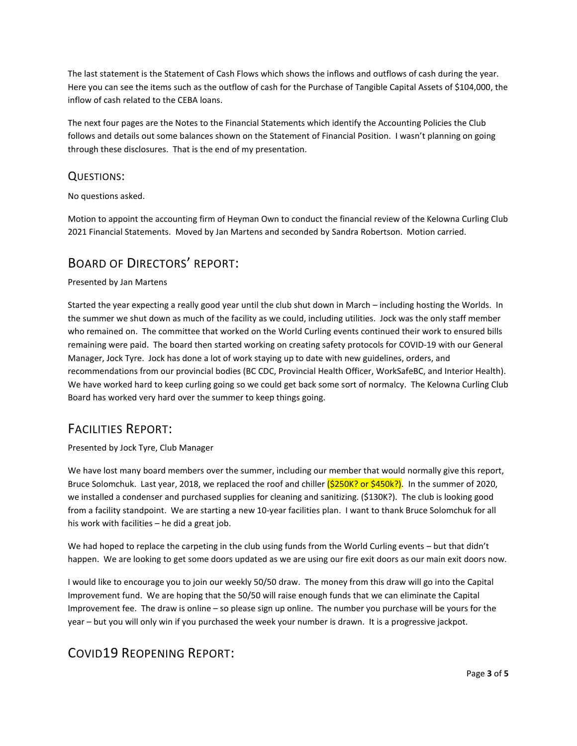The last statement is the Statement of Cash Flows which shows the inflows and outflows of cash during the year. Here you can see the items such as the outflow of cash for the Purchase of Tangible Capital Assets of $104,000, the inflow of cash related to the CEBA loans.

The next four pages are the Notes to the Financial Statements which identify the Accounting Policies the Club follows and details out some balances shown on the Statement of Financial Position. I wasn't planning on going through these disclosures. That is the end of my presentation.

### QUESTIONS:

No questions asked.

Motion to appoint the accounting firm of Heyman Own to conduct the financial review of the Kelowna Curling Club 2021 Financial Statements. Moved by Jan Martens and seconded by Sandra Robertson. Motion carried.

## BOARD OF DIRECTORS' REPORT:

Presented by Jan Martens

Started the year expecting a really good year until the club shut down in March – including hosting the Worlds. In the summer we shut down as much of the facility as we could, including utilities. Jock was the only staff member who remained on. The committee that worked on the World Curling events continued their work to ensured bills remaining were paid. The board then started working on creating safety protocols for COVID-19 with our General Manager, Jock Tyre. Jock has done a lot of work staying up to date with new guidelines, orders, and recommendations from our provincial bodies (BC CDC, Provincial Health Officer, WorkSafeBC, and Interior Health). We have worked hard to keep curling going so we could get back some sort of normalcy. The Kelowna Curling Club Board has worked very hard over the summer to keep things going.

## FACILITIES REPORT:

Presented by Jock Tyre, Club Manager

We have lost many board members over the summer, including our member that would normally give this report, Bruce Solomchuk. Last year, 2018, we replaced the roof and chiller ($250K? or $450k?). In the summer of 2020, we installed a condenser and purchased supplies for cleaning and sanitizing. ($130K?). The club is looking good from a facility standpoint. We are starting a new 10-year facilities plan. I want to thank Bruce Solomchuk for all his work with facilities – he did a great job.

We had hoped to replace the carpeting in the club using funds from the World Curling events – but that didn't happen. We are looking to get some doors updated as we are using our fire exit doors as our main exit doors now.

I would like to encourage you to join our weekly 50/50 draw. The money from this draw will go into the Capital Improvement fund. We are hoping that the 50/50 will raise enough funds that we can eliminate the Capital Improvement fee. The draw is online – so please sign up online. The number you purchase will be yours for the year – but you will only win if you purchased the week your number is drawn. It is a progressive jackpot.

## COVID19 REOPENING REPORT: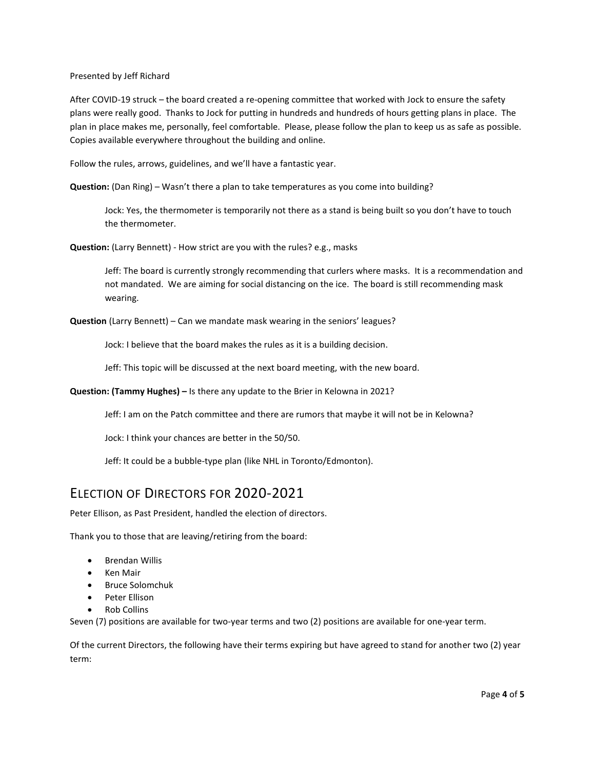Presented by Jeff Richard

After COVID-19 struck – the board created a re-opening committee that worked with Jock to ensure the safety plans were really good. Thanks to Jock for putting in hundreds and hundreds of hours getting plans in place. The plan in place makes me, personally, feel comfortable. Please, please follow the plan to keep us as safe as possible. Copies available everywhere throughout the building and online.

Follow the rules, arrows, guidelines, and we'll have a fantastic year.

**Question:** (Dan Ring) – Wasn't there a plan to take temperatures as you come into building?

> Jock: Yes, the thermometer is temporarily not there as a stand is being built so you don't have to touch the thermometer.

**Question:** (Larry Bennett) - How strict are you with the rules? e.g., masks

> Jeff: The board is currently strongly recommending that curlers where masks. It is a recommendation and not mandated. We are aiming for social distancing on the ice. The board is still recommending mask wearing.

**Question** (Larry Bennett) – Can we mandate mask wearing in the seniors' leagues?

> Jock: I believe that the board makes the rules as it is a building decision.
>
> Jeff: This topic will be discussed at the next board meeting, with the new board.

**Question: (Tammy Hughes) –** Is there any update to the Brier in Kelowna in 2021?

> Jeff: I am on the Patch committee and there are rumors that maybe it will not be in Kelowna?
>
> Jock: I think your chances are better in the 50/50.
>
> Jeff: It could be a bubble-type plan (like NHL in Toronto/Edmonton).

## Election of Directors for 2020-2021

Peter Ellison, as Past President, handled the election of directors.

Thank you to those that are leaving/retiring from the board:

- Brendan Willis
- Ken Mair
- Bruce Solomchuk
- Peter Ellison
- Rob Collins

Seven (7) positions are available for two-year terms and two (2) positions are available for one-year term.

Of the current Directors, the following have their terms expiring but have agreed to stand for another two (2) year term: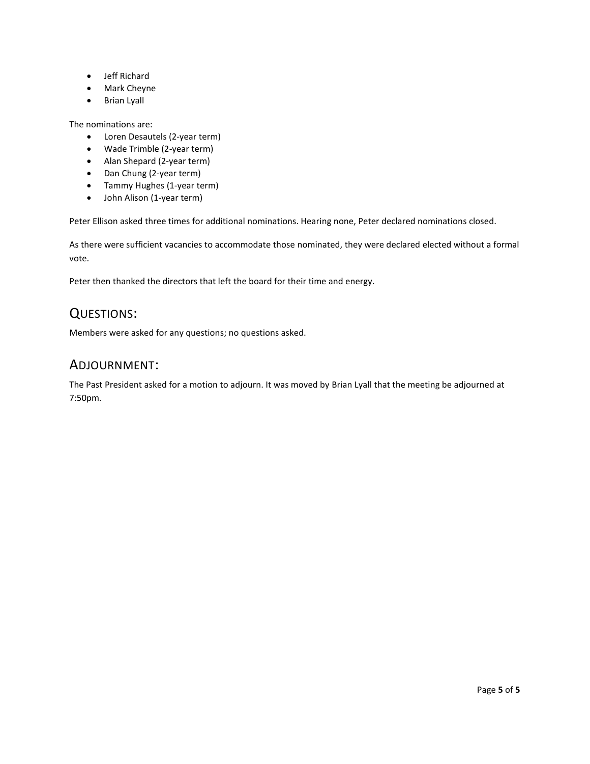- Jeff Richard
- Mark Cheyne
- Brian Lyall

The nominations are:

- Loren Desautels (2-year term)
- Wade Trimble (2-year term)
- Alan Shepard (2-year term)
- Dan Chung (2-year term)
- Tammy Hughes (1-year term)
- John Alison (1-year term)

Peter Ellison asked three times for additional nominations. Hearing none, Peter declared nominations closed.

As there were sufficient vacancies to accommodate those nominated, they were declared elected without a formal vote.

Peter then thanked the directors that left the board for their time and energy.

## QUESTIONS:

Members were asked for any questions; no questions asked.

## ADJOURNMENT:

The Past President asked for a motion to adjourn. It was moved by Brian Lyall that the meeting be adjourned at 7:50pm.